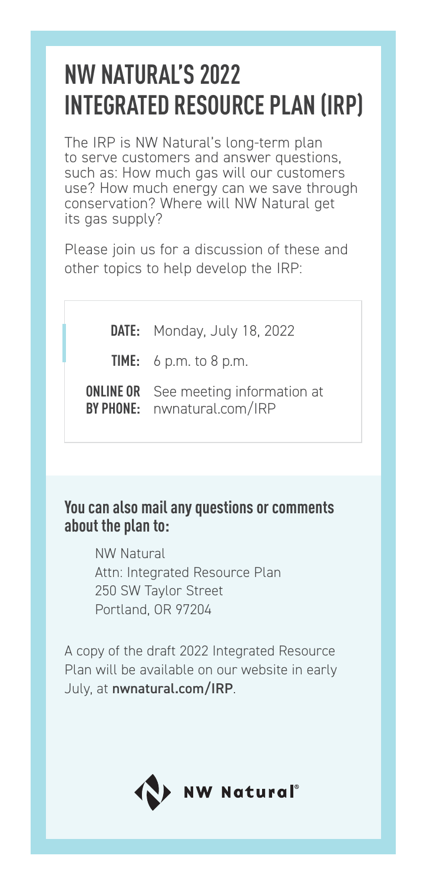# NW NATURAL'S 2022 INTEGRATED RESOURCE PLAN (IRP)

The IRP is NW Natural's long-term plan to serve customers and answer questions, such as: How much gas will our customers use? How much energy can we save through conservation? Where will NW Natural get its gas supply?

Please join us for a discussion of these and other topics to help develop the IRP:

**DATE:** Monday, July 18, 2022

**TIME:** 6 p.m. to 8 p.m.

**ONLINE OR BY PHONE:** See meeting information at nwnatural.com/IRP

**You can also mail any questions or comments about the plan to:**

NW Natural
Attn: Integrated Resource Plan
250 SW Taylor Street
Portland, OR 97204

A copy of the draft 2022 Integrated Resource Plan will be available on our website in early July, at **nwnatural.com/IRP**.

NW Natural®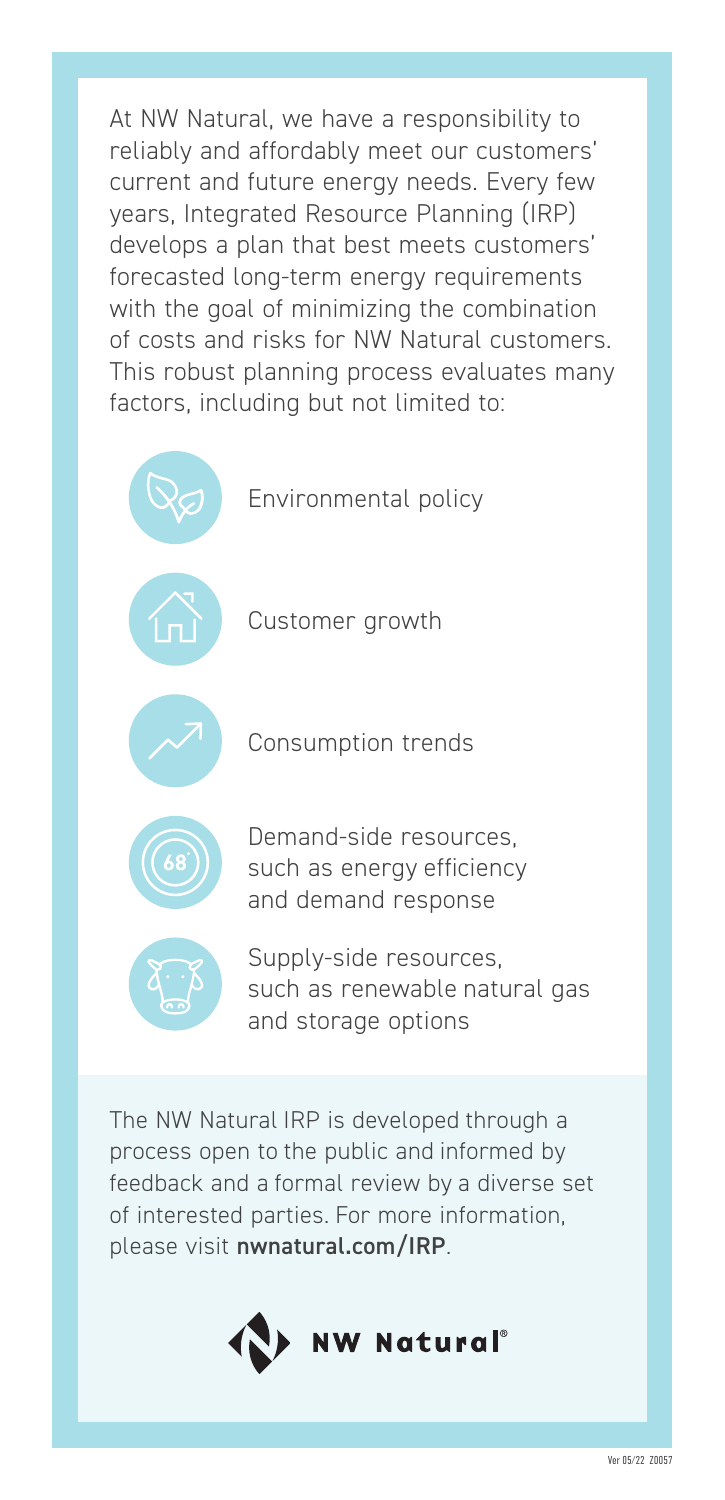At NW Natural, we have a responsibility to reliably and affordably meet our customers' current and future energy needs. Every few years, Integrated Resource Planning (IRP) develops a plan that best meets customers' forecasted long-term energy requirements with the goal of minimizing the combination of costs and risks for NW Natural customers. This robust planning process evaluates many factors, including but not limited to:

- Environmental policy
- Customer growth
- Consumption trends
- Demand-side resources, such as energy efficiency and demand response
- Supply-side resources, such as renewable natural gas and storage options

The NW Natural IRP is developed through a process open to the public and informed by feedback and a formal review by a diverse set of interested parties. For more information, please visit **nwnatural.com/IRP**.

NW Natural®

Ver 05/22 Z0057